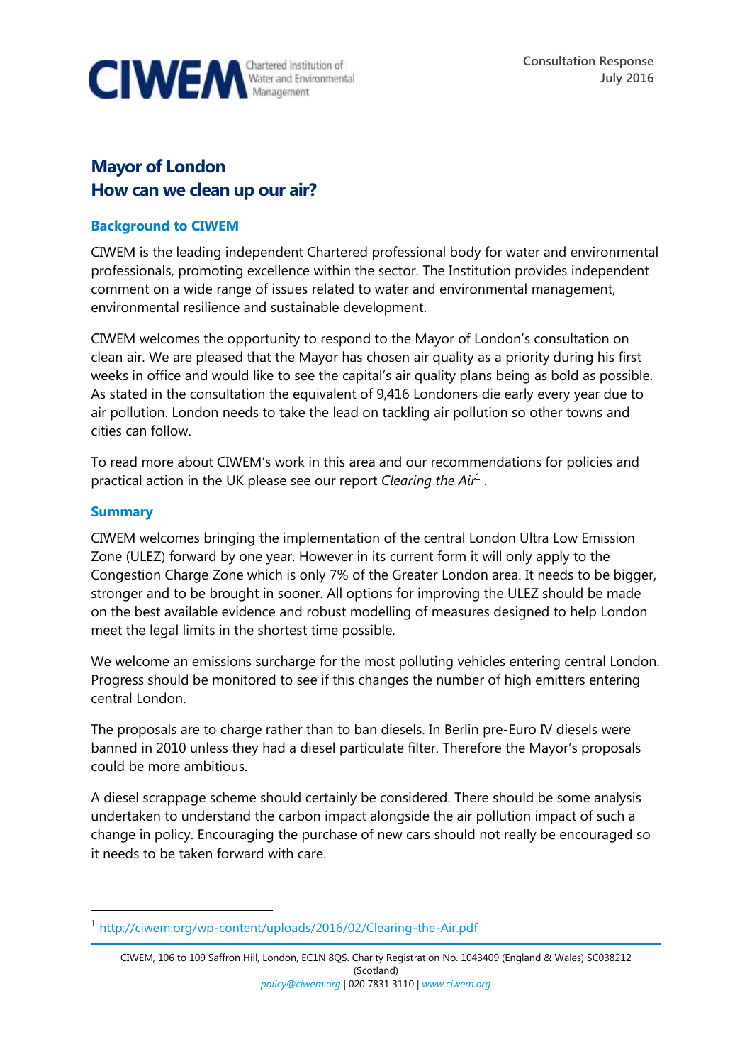CIWEM Chartered Institution of Water and Environmental Management

Consultation Response
July 2016

# Mayor of London
# How can we clean up our air?

## Background to CIWEM

CIWEM is the leading independent Chartered professional body for water and environmental professionals, promoting excellence within the sector. The Institution provides independent comment on a wide range of issues related to water and environmental management, environmental resilience and sustainable development.

CIWEM welcomes the opportunity to respond to the Mayor of London's consultation on clean air. We are pleased that the Mayor has chosen air quality as a priority during his first weeks in office and would like to see the capital's air quality plans being as bold as possible. As stated in the consultation the equivalent of 9,416 Londoners die early every year due to air pollution. London needs to take the lead on tackling air pollution so other towns and cities can follow.

To read more about CIWEM's work in this area and our recommendations for policies and practical action in the UK please see our report *Clearing the Air*[1] .

## Summary

CIWEM welcomes bringing the implementation of the central London Ultra Low Emission Zone (ULEZ) forward by one year. However in its current form it will only apply to the Congestion Charge Zone which is only 7% of the Greater London area. It needs to be bigger, stronger and to be brought in sooner. All options for improving the ULEZ should be made on the best available evidence and robust modelling of measures designed to help London meet the legal limits in the shortest time possible.

We welcome an emissions surcharge for the most polluting vehicles entering central London. Progress should be monitored to see if this changes the number of high emitters entering central London.

The proposals are to charge rather than to ban diesels. In Berlin pre-Euro IV diesels were banned in 2010 unless they had a diesel particulate filter. Therefore the Mayor's proposals could be more ambitious.

A diesel scrappage scheme should certainly be considered. There should be some analysis undertaken to understand the carbon impact alongside the air pollution impact of such a change in policy. Encouraging the purchase of new cars should not really be encouraged so it needs to be taken forward with care.

[1] http://ciwem.org/wp-content/uploads/2016/02/Clearing-the-Air.pdf

CIWEM, 106 to 109 Saffron Hill, London, EC1N 8QS. Charity Registration No. 1043409 (England & Wales) SC038212 (Scotland)
policy@ciwem.org | 020 7831 3110 | www.ciwem.org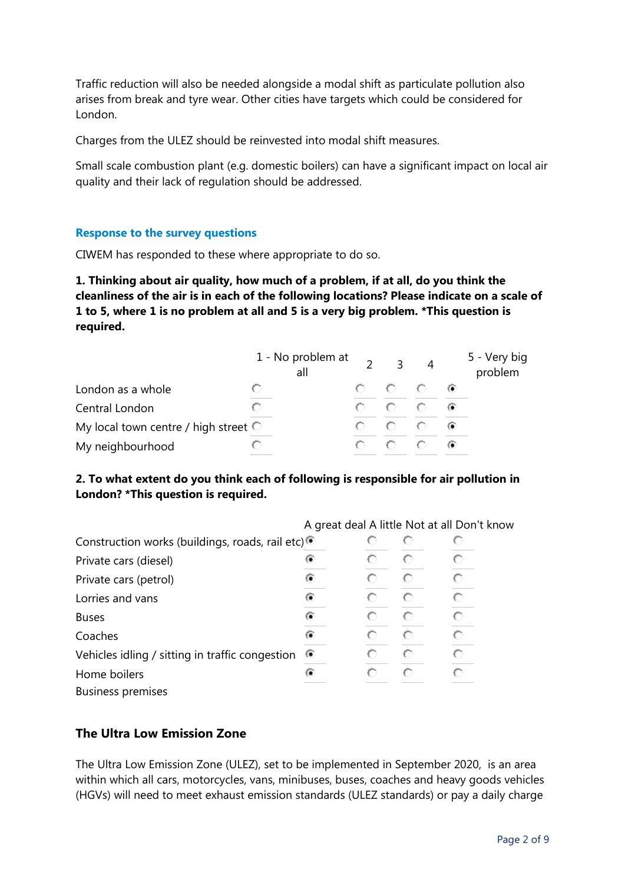Traffic reduction will also be needed alongside a modal shift as particulate pollution also arises from break and tyre wear. Other cities have targets which could be considered for London.

Charges from the ULEZ should be reinvested into modal shift measures.

Small scale combustion plant (e.g. domestic boilers) can have a significant impact on local air quality and their lack of regulation should be addressed.

### Response to the survey questions

CIWEM has responded to these where appropriate to do so.

**1. Thinking about air quality, how much of a problem, if at all, do you think the cleanliness of the air is in each of the following locations? Please indicate on a scale of 1 to 5, where 1 is no problem at all and 5 is a very big problem. *This question is required.**

| | 1 - No problem at all | 2 | 3 | 4 | 5 - Very big problem |
|---|---|---|---|---|---|
| London as a whole | ○ | ○ | ○ | ○ | ◉ |
| Central London | ○ | ○ | ○ | ○ | ◉ |
| My local town centre / high street | ○ | ○ | ○ | ○ | ◉ |
| My neighbourhood | ○ | ○ | ○ | ○ | ◉ |

**2. To what extent do you think each of following is responsible for air pollution in London? *This question is required.**

| | A great deal | A little | Not at all | Don't know |
|---|---|---|---|---|
| Construction works (buildings, roads, rail etc) | ◉ | ○ | ○ | ○ |
| Private cars (diesel) | ◉ | ○ | ○ | ○ |
| Private cars (petrol) | ◉ | ○ | ○ | ○ |
| Lorries and vans | ◉ | ○ | ○ | ○ |
| Buses | ◉ | ○ | ○ | ○ |
| Coaches | ◉ | ○ | ○ | ○ |
| Vehicles idling / sitting in traffic congestion | ◉ | ○ | ○ | ○ |
| Home boilers | ◉ | ○ | ○ | ○ |
| Business premises | | | | |

## The Ultra Low Emission Zone

The Ultra Low Emission Zone (ULEZ), set to be implemented in September 2020, is an area within which all cars, motorcycles, vans, minibuses, buses, coaches and heavy goods vehicles (HGVs) will need to meet exhaust emission standards (ULEZ standards) or pay a daily charge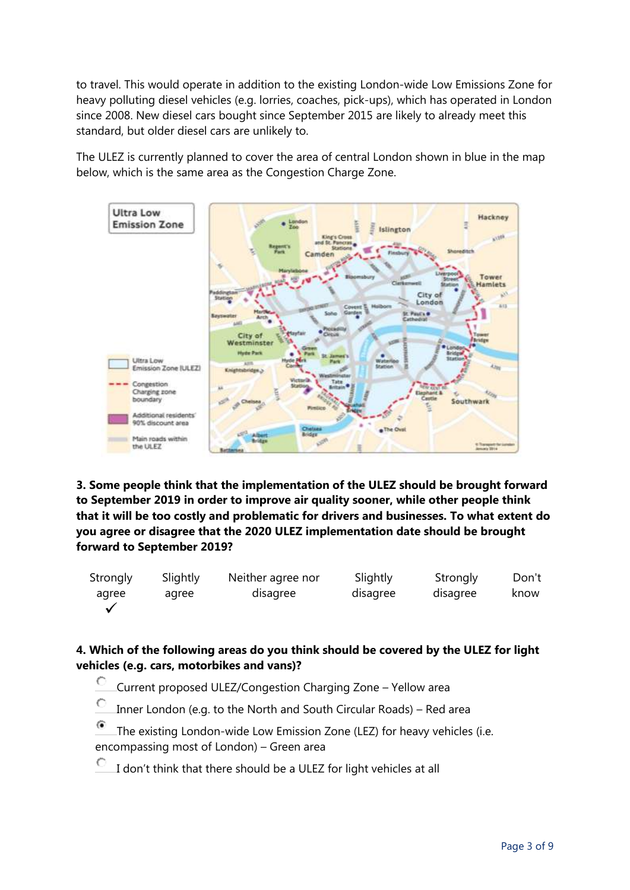to travel. This would operate in addition to the existing London-wide Low Emissions Zone for heavy polluting diesel vehicles (e.g. lorries, coaches, pick-ups), which has operated in London since 2008. New diesel cars bought since September 2015 are likely to already meet this standard, but older diesel cars are unlikely to.

The ULEZ is currently planned to cover the area of central London shown in blue in the map below, which is the same area as the Congestion Charge Zone.

Ultra Low Emission Zone

Ultra Low Emission Zone (ULEZ)

Congestion Charging zone boundary

Additional residents' 90% discount area

Main roads within the ULEZ

**3. Some people think that the implementation of the ULEZ should be brought forward to September 2019 in order to improve air quality sooner, while other people think that it will be too costly and problematic for drivers and businesses. To what extent do you agree or disagree that the 2020 ULEZ implementation date should be brought forward to September 2019?**

| Strongly agree | Slightly agree | Neither agree nor disagree | Slightly disagree | Strongly disagree | Don't know |
|---|---|---|---|---|---|
| ✓ | | | | | |

**4. Which of the following areas do you think should be covered by the ULEZ for light vehicles (e.g. cars, motorbikes and vans)?**

- ○ Current proposed ULEZ/Congestion Charging Zone – Yellow area
- ○ Inner London (e.g. to the North and South Circular Roads) – Red area
- ◉ The existing London-wide Low Emission Zone (LEZ) for heavy vehicles (i.e. encompassing most of London) – Green area
- ○ I don't think that there should be a ULEZ for light vehicles at all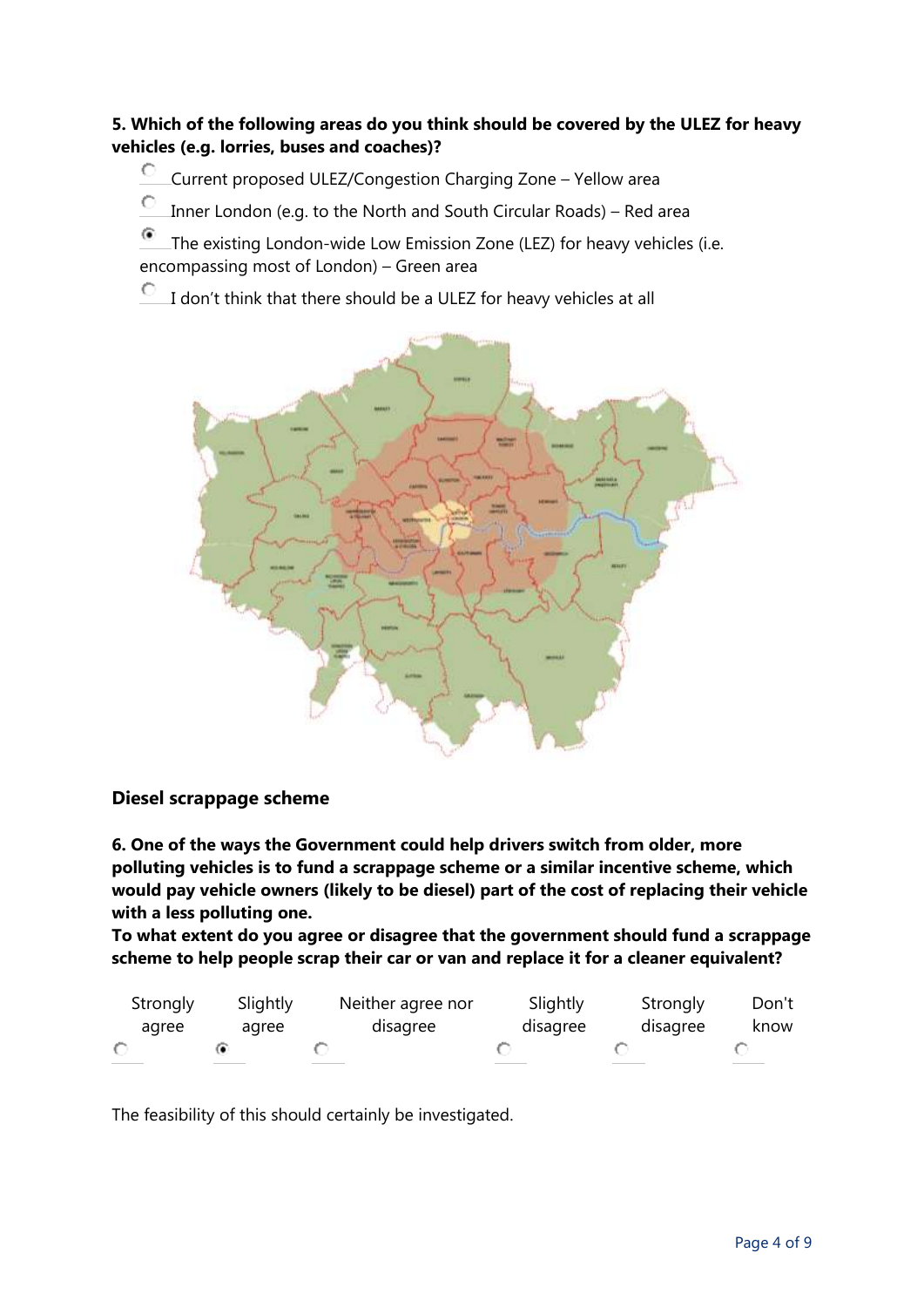**5. Which of the following areas do you think should be covered by the ULEZ for heavy vehicles (e.g. lorries, buses and coaches)?**

- ○ Current proposed ULEZ/Congestion Charging Zone – Yellow area
- ○ Inner London (e.g. to the North and South Circular Roads) – Red area
- ● The existing London-wide Low Emission Zone (LEZ) for heavy vehicles (i.e. encompassing most of London) – Green area
- ○ I don't think that there should be a ULEZ for heavy vehicles at all

## Diesel scrappage scheme

**6. One of the ways the Government could help drivers switch from older, more polluting vehicles is to fund a scrappage scheme or a similar incentive scheme, which would pay vehicle owners (likely to be diesel) part of the cost of replacing their vehicle with a less polluting one.**

**To what extent do you agree or disagree that the government should fund a scrappage scheme to help people scrap their car or van and replace it for a cleaner equivalent?**

| Strongly agree | Slightly agree | Neither agree nor disagree | Slightly disagree | Strongly disagree | Don't know |
|---|---|---|---|---|---|
| ○ | ● | ○ | ○ | ○ | ○ |

The feasibility of this should certainly be investigated.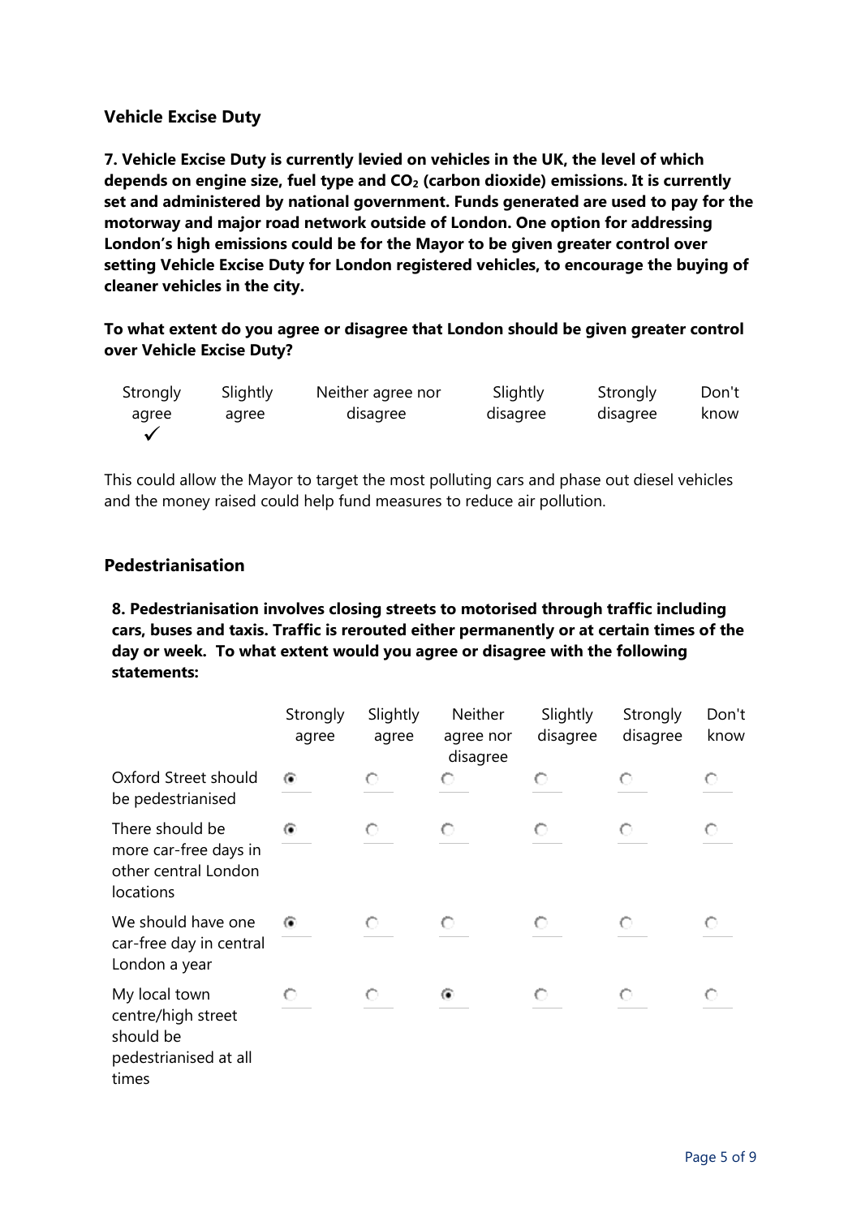## Vehicle Excise Duty

**7. Vehicle Excise Duty is currently levied on vehicles in the UK, the level of which depends on engine size, fuel type and $CO_2$ (carbon dioxide) emissions. It is currently set and administered by national government. Funds generated are used to pay for the motorway and major road network outside of London. One option for addressing London's high emissions could be for the Mayor to be given greater control over setting Vehicle Excise Duty for London registered vehicles, to encourage the buying of cleaner vehicles in the city.**

**To what extent do you agree or disagree that London should be given greater control over Vehicle Excise Duty?**

| Strongly agree | Slightly agree | Neither agree nor disagree | Slightly disagree | Strongly disagree | Don't know |
|---|---|---|---|---|---|
| ✓ | | | | | |

This could allow the Mayor to target the most polluting cars and phase out diesel vehicles and the money raised could help fund measures to reduce air pollution.

## Pedestrianisation

**8. Pedestrianisation involves closing streets to motorised through traffic including cars, buses and taxis. Traffic is rerouted either permanently or at certain times of the day or week. To what extent would you agree or disagree with the following statements:**

| | Strongly agree | Slightly agree | Neither agree nor disagree | Slightly disagree | Strongly disagree | Don't know |
|---|---|---|---|---|---|---|
| Oxford Street should be pedestrianised | ◉ | ○ | ○ | ○ | ○ | ○ |
| There should be more car-free days in other central London locations | ◉ | ○ | ○ | ○ | ○ | ○ |
| We should have one car-free day in central London a year | ◉ | ○ | ○ | ○ | ○ | ○ |
| My local town centre/high street should be pedestrianised at all times | ○ | ○ | ◉ | ○ | ○ | ○ |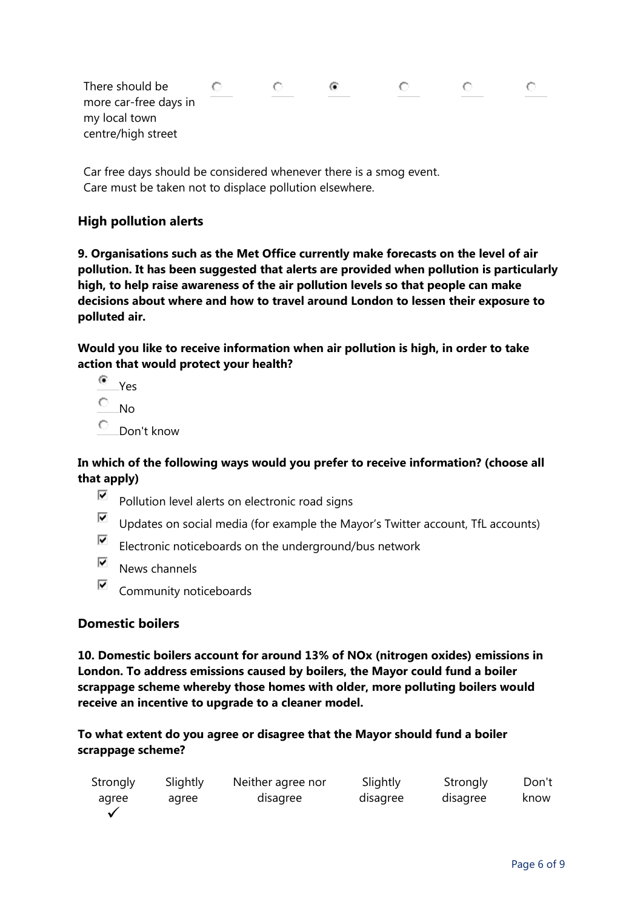| | | | | | | |
|---|---|---|---|---|---|---|
| There should be more car-free days in my local town centre/high street | ○ | ○ | ◉ | ○ | ○ | ○ |

Car free days should be considered whenever there is a smog event. Care must be taken not to displace pollution elsewhere.

### High pollution alerts

**9. Organisations such as the Met Office currently make forecasts on the level of air pollution. It has been suggested that alerts are provided when pollution is particularly high, to help raise awareness of the air pollution levels so that people can make decisions about where and how to travel around London to lessen their exposure to polluted air.**

**Would you like to receive information when air pollution is high, in order to take action that would protect your health?**

- ◉ Yes
- ○ No
- ○ Don't know

**In which of the following ways would you prefer to receive information? (choose all that apply)**

- ☑ Pollution level alerts on electronic road signs
- ☑ Updates on social media (for example the Mayor's Twitter account, TfL accounts)
- ☑ Electronic noticeboards on the underground/bus network
- ☑ News channels
- ☑ Community noticeboards

### Domestic boilers

**10. Domestic boilers account for around 13% of NOx (nitrogen oxides) emissions in London. To address emissions caused by boilers, the Mayor could fund a boiler scrappage scheme whereby those homes with older, more polluting boilers would receive an incentive to upgrade to a cleaner model.**

**To what extent do you agree or disagree that the Mayor should fund a boiler scrappage scheme?**

| Strongly agree | Slightly agree | Neither agree nor disagree | Slightly disagree | Strongly disagree | Don't know |
|---|---|---|---|---|---|
| ✓ | | | | | |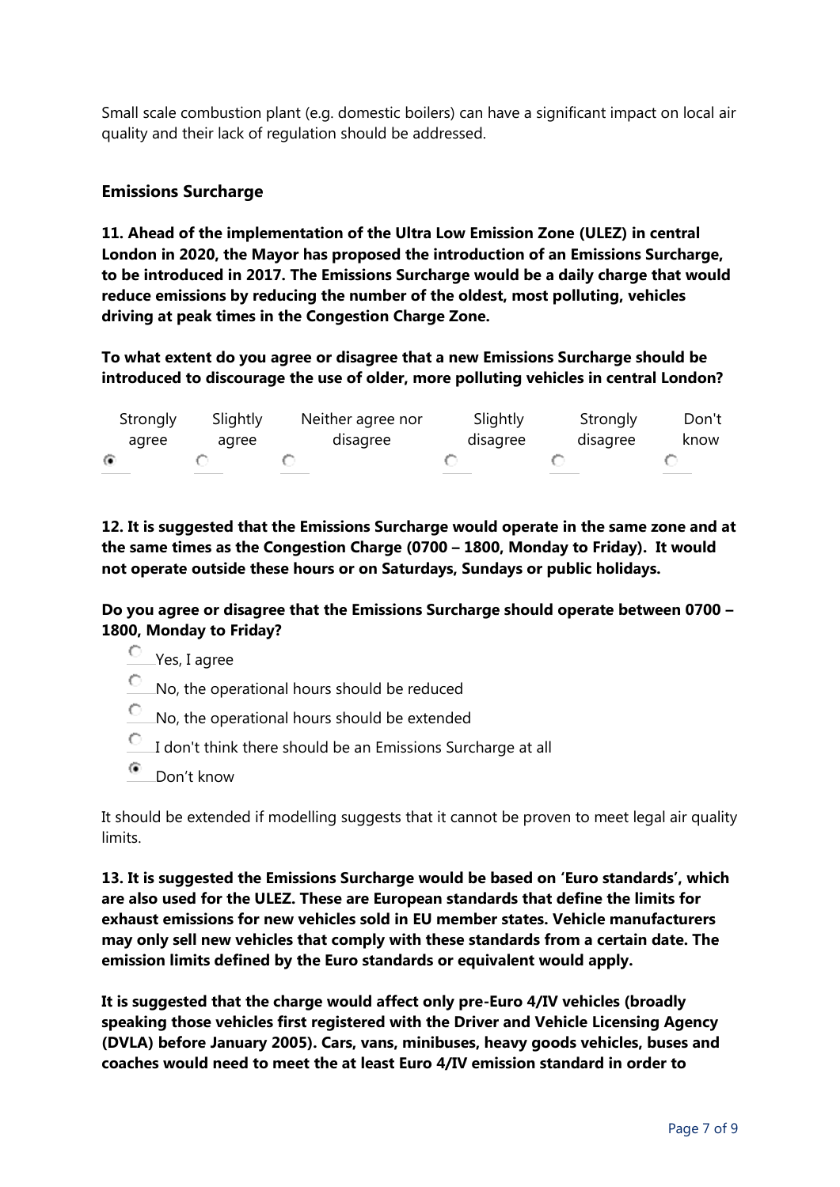Small scale combustion plant (e.g. domestic boilers) can have a significant impact on local air quality and their lack of regulation should be addressed.

## Emissions Surcharge

**11. Ahead of the implementation of the Ultra Low Emission Zone (ULEZ) in central London in 2020, the Mayor has proposed the introduction of an Emissions Surcharge, to be introduced in 2017. The Emissions Surcharge would be a daily charge that would reduce emissions by reducing the number of the oldest, most polluting, vehicles driving at peak times in the Congestion Charge Zone.**

**To what extent do you agree or disagree that a new Emissions Surcharge should be introduced to discourage the use of older, more polluting vehicles in central London?**

| Strongly agree | Slightly agree | Neither agree nor disagree | Slightly disagree | Strongly disagree | Don't know |
|---|---|---|---|---|---|
| ◉ | ○ | ○ | ○ | ○ | ○ |

**12. It is suggested that the Emissions Surcharge would operate in the same zone and at the same times as the Congestion Charge (0700 – 1800, Monday to Friday). It would not operate outside these hours or on Saturdays, Sundays or public holidays.**

**Do you agree or disagree that the Emissions Surcharge should operate between 0700 – 1800, Monday to Friday?**

- ○ Yes, I agree
- ○ No, the operational hours should be reduced
- ○ No, the operational hours should be extended
- ○ I don't think there should be an Emissions Surcharge at all
- ◉ Don't know

It should be extended if modelling suggests that it cannot be proven to meet legal air quality limits.

**13. It is suggested the Emissions Surcharge would be based on 'Euro standards', which are also used for the ULEZ. These are European standards that define the limits for exhaust emissions for new vehicles sold in EU member states. Vehicle manufacturers may only sell new vehicles that comply with these standards from a certain date. The emission limits defined by the Euro standards or equivalent would apply.**

**It is suggested that the charge would affect only pre-Euro 4/IV vehicles (broadly speaking those vehicles first registered with the Driver and Vehicle Licensing Agency (DVLA) before January 2005). Cars, vans, minibuses, heavy goods vehicles, buses and coaches would need to meet the at least Euro 4/IV emission standard in order to**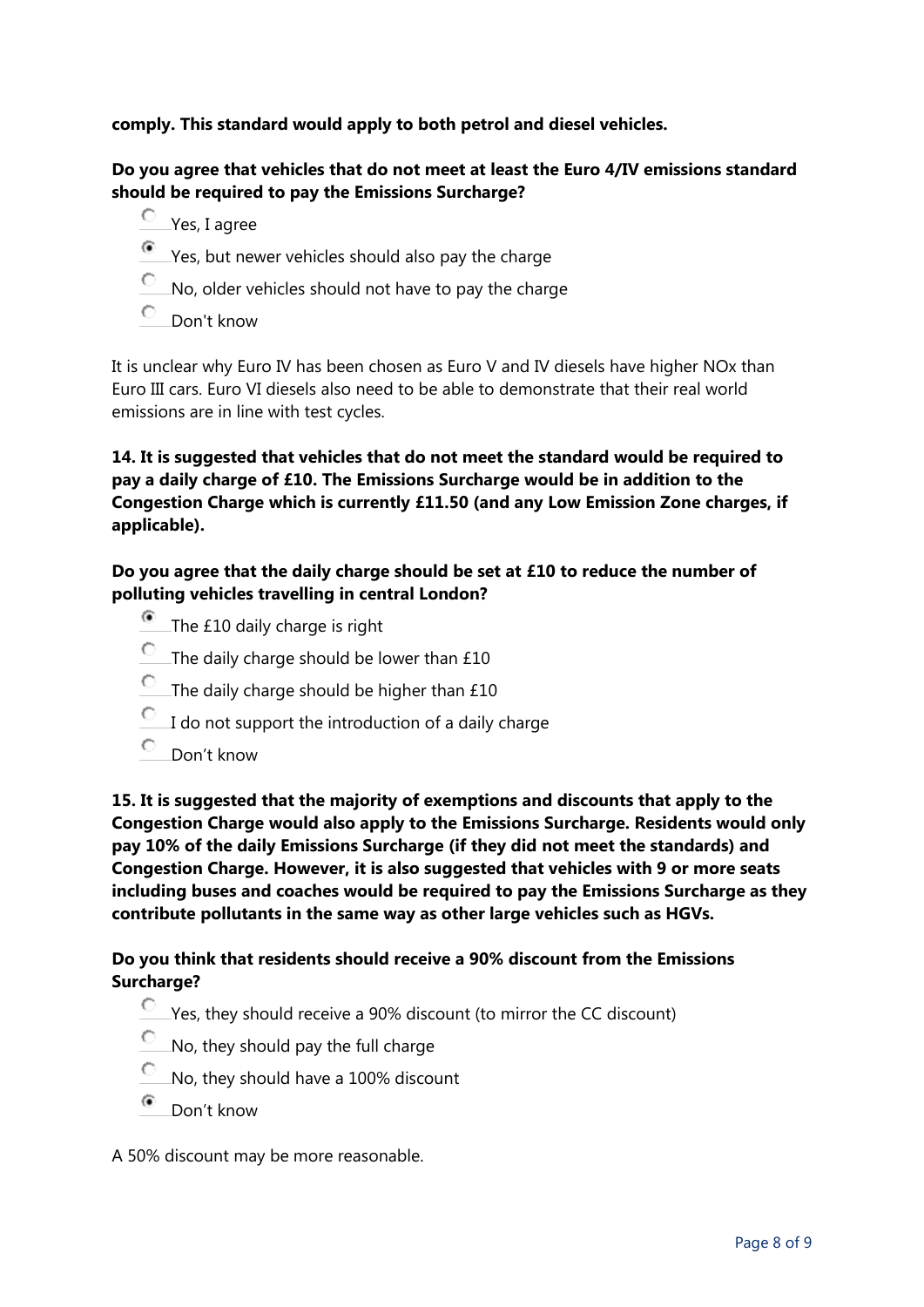**comply. This standard would apply to both petrol and diesel vehicles.**

**Do you agree that vehicles that do not meet at least the Euro 4/IV emissions standard should be required to pay the Emissions Surcharge?**

- ○ Yes, I agree
- ◉ Yes, but newer vehicles should also pay the charge
- ○ No, older vehicles should not have to pay the charge
- ○ Don't know

It is unclear why Euro IV has been chosen as Euro V and IV diesels have higher NOx than Euro III cars. Euro VI diesels also need to be able to demonstrate that their real world emissions are in line with test cycles.

**14. It is suggested that vehicles that do not meet the standard would be required to pay a daily charge of £10. The Emissions Surcharge would be in addition to the Congestion Charge which is currently £11.50 (and any Low Emission Zone charges, if applicable).**

**Do you agree that the daily charge should be set at £10 to reduce the number of polluting vehicles travelling in central London?**

- ◉ The £10 daily charge is right
- ○ The daily charge should be lower than £10
- ○ The daily charge should be higher than £10
- ○ I do not support the introduction of a daily charge
- ○ Don't know

**15. It is suggested that the majority of exemptions and discounts that apply to the Congestion Charge would also apply to the Emissions Surcharge. Residents would only pay 10% of the daily Emissions Surcharge (if they did not meet the standards) and Congestion Charge. However, it is also suggested that vehicles with 9 or more seats including buses and coaches would be required to pay the Emissions Surcharge as they contribute pollutants in the same way as other large vehicles such as HGVs.**

**Do you think that residents should receive a 90% discount from the Emissions Surcharge?**

- ○ Yes, they should receive a 90% discount (to mirror the CC discount)
- ○ No, they should pay the full charge
- ○ No, they should have a 100% discount
- ◉ Don't know

A 50% discount may be more reasonable.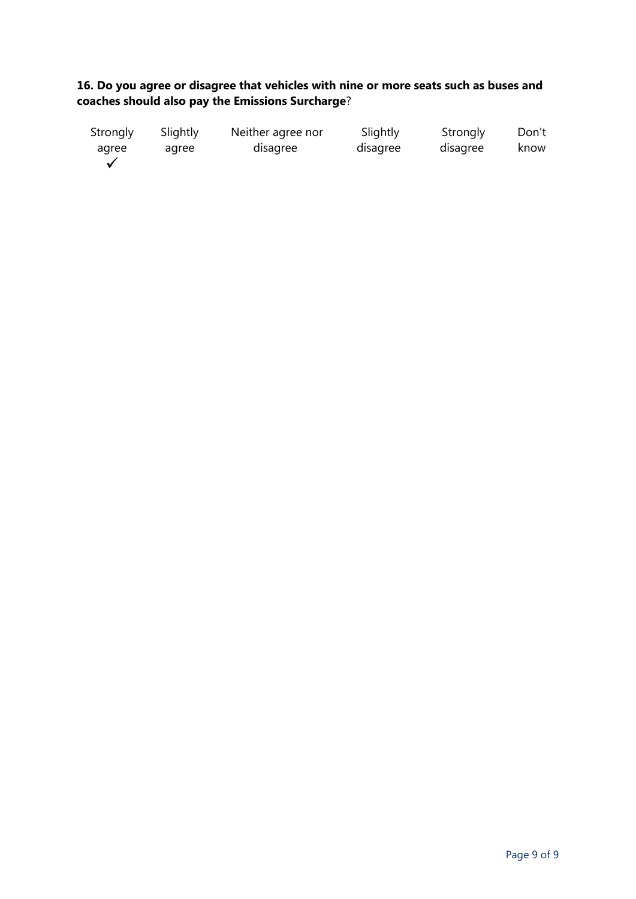**16. Do you agree or disagree that vehicles with nine or more seats such as buses and coaches should also pay the Emissions Surcharge**?

| Strongly agree | Slightly agree | Neither agree nor disagree | Slightly disagree | Strongly disagree | Don't know |
|---|---|---|---|---|---|
| ✓ | | | | | |